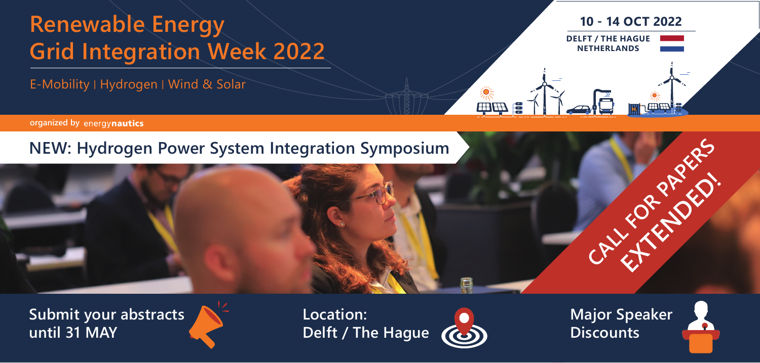# Renewable Energy Grid Integration Week 2022

E-Mobility | Hydrogen | Wind & Solar

**10 - 14 OCT 2022**

**DELFT / THE HAGUE NETHERLANDS**

organized by energy**nautics**

## NEW: Hydrogen Power System Integration Symposium

**CALL FOR PAPERS EXTENDED!**

**Submit your abstracts until 31 MAY**

**Location: Delft / The Hague**

**Major Speaker Discounts**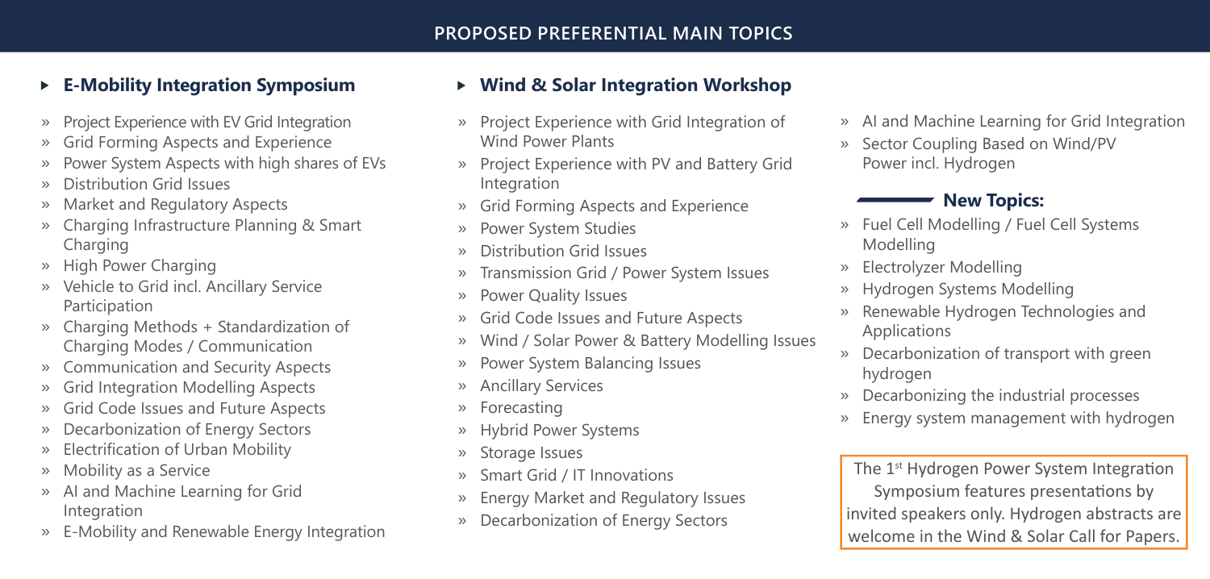# PROPOSED PREFERENTIAL MAIN TOPICS

## E-Mobility Integration Symposium

- Project Experience with EV Grid Integration
- Grid Forming Aspects and Experience
- Power System Aspects with high shares of EVs
- Distribution Grid Issues
- Market and Regulatory Aspects
- Charging Infrastructure Planning & Smart Charging
- High Power Charging
- Vehicle to Grid incl. Ancillary Service Participation
- Charging Methods + Standardization of Charging Modes / Communication
- Communication and Security Aspects
- Grid Integration Modelling Aspects
- Grid Code Issues and Future Aspects
- Decarbonization of Energy Sectors
- Electrification of Urban Mobility
- Mobility as a Service
- AI and Machine Learning for Grid Integration
- E-Mobility and Renewable Energy Integration

## Wind & Solar Integration Workshop

- Project Experience with Grid Integration of Wind Power Plants
- Project Experience with PV and Battery Grid Integration
- Grid Forming Aspects and Experience
- Power System Studies
- Distribution Grid Issues
- Transmission Grid / Power System Issues
- Power Quality Issues
- Grid Code Issues and Future Aspects
- Wind / Solar Power & Battery Modelling Issues
- Power System Balancing Issues
- Ancillary Services
- Forecasting
- Hybrid Power Systems
- Storage Issues
- Smart Grid / IT Innovations
- Energy Market and Regulatory Issues
- Decarbonization of Energy Sectors
- AI and Machine Learning for Grid Integration
- Sector Coupling Based on Wind/PV Power incl. Hydrogen

### New Topics:

- Fuel Cell Modelling / Fuel Cell Systems Modelling
- Electrolyzer Modelling
- Hydrogen Systems Modelling
- Renewable Hydrogen Technologies and Applications
- Decarbonization of transport with green hydrogen
- Decarbonizing the industrial processes
- Energy system management with hydrogen

The 1st Hydrogen Power System Integration Symposium features presentations by invited speakers only. Hydrogen abstracts are welcome in the Wind & Solar Call for Papers.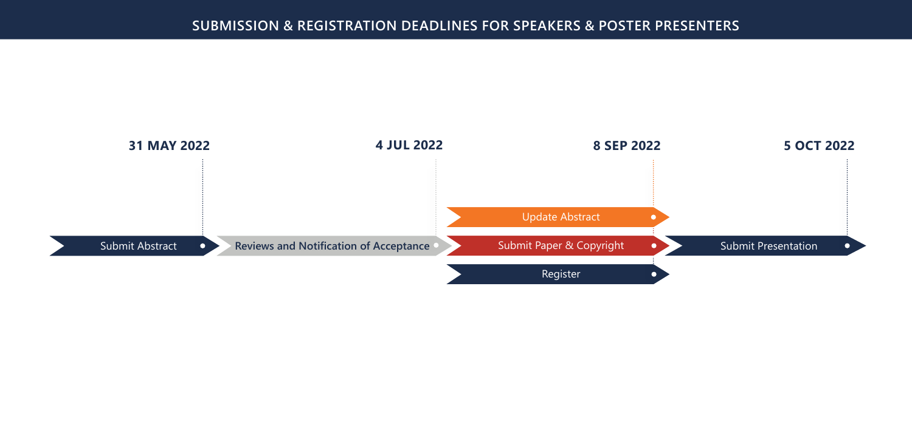## SUBMISSION & REGISTRATION DEADLINES FOR SPEAKERS & POSTER PRESENTERS

| Deadline | Step |
| --- | --- |
| **31 MAY 2022** | Submit Abstract |
| **4 JUL 2022** | **Reviews and Notification of Acceptance** |
| **8 SEP 2022** | Update Abstract |
| **8 SEP 2022** | Submit Paper & Copyright |
| **8 SEP 2022** | Register |
| **5 OCT 2022** | Submit Presentation |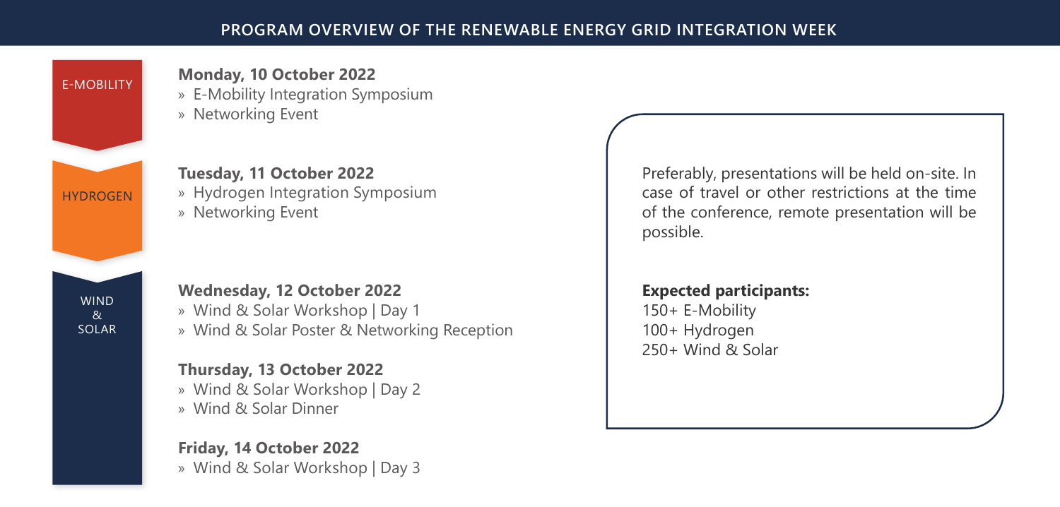# PROGRAM OVERVIEW OF THE RENEWABLE ENERGY GRID INTEGRATION WEEK

E-MOBILITY

**Monday, 10 October 2022**
- » E-Mobility Integration Symposium
- » Networking Event

HYDROGEN

**Tuesday, 11 October 2022**
- » Hydrogen Integration Symposium
- » Networking Event

WIND & SOLAR

**Wednesday, 12 October 2022**
- » Wind & Solar Workshop | Day 1
- » Wind & Solar Poster & Networking Reception

**Thursday, 13 October 2022**
- » Wind & Solar Workshop | Day 2
- » Wind & Solar Dinner

**Friday, 14 October 2022**
- » Wind & Solar Workshop | Day 3

Preferably, presentations will be held on-site. In case of travel or other restrictions at the time of the conference, remote presentation will be possible.

**Expected participants:**
150+ E-Mobility
100+ Hydrogen
250+ Wind & Solar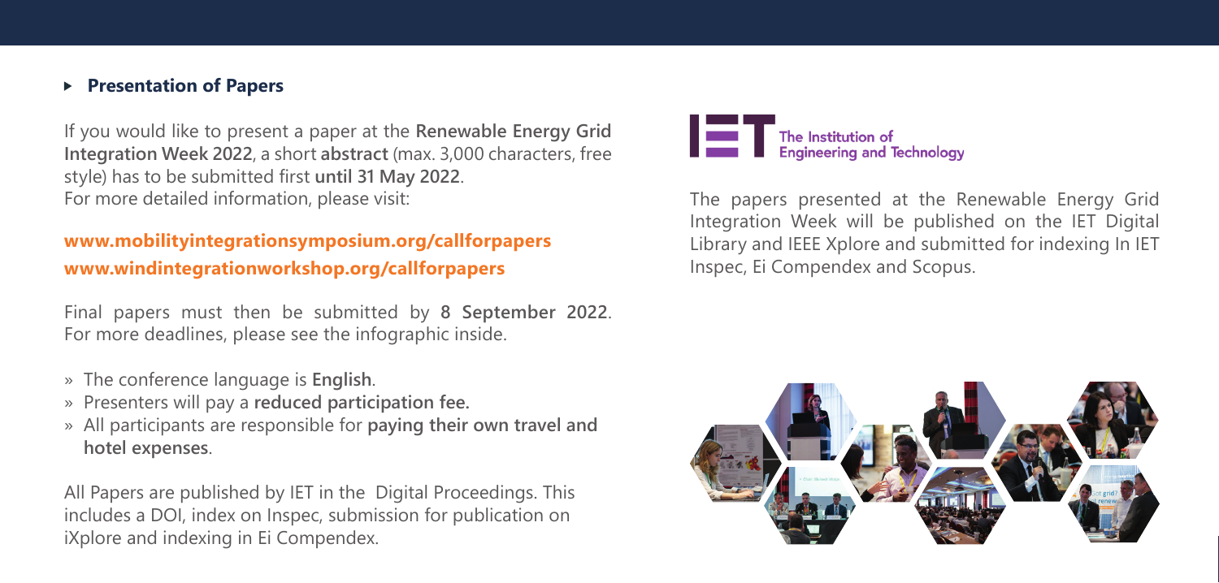## Presentation of Papers

If you would like to present a paper at the **Renewable Energy Grid Integration Week 2022**, a short **abstract** (max. 3,000 characters, free style) has to be submitted first **until 31 May 2022**.
For more detailed information, please visit:

**www.mobilityintegrationsymposium.org/callforpapers**
**www.windintegrationworkshop.org/callforpapers**

Final papers must then be submitted by **8 September 2022**. For more deadlines, please see the infographic inside.

» The conference language is **English**.
» Presenters will pay a **reduced participation fee.**
» All participants are responsible for **paying their own travel and hotel expenses**.

All Papers are published by IET in the Digital Proceedings. This includes a DOI, index on Inspec, submission for publication on iXplore and indexing in Ei Compendex.

The Institution of Engineering and Technology

The papers presented at the Renewable Energy Grid Integration Week will be published on the IET Digital Library and IEEE Xplore and submitted for indexing In IET Inspec, Ei Compendex and Scopus.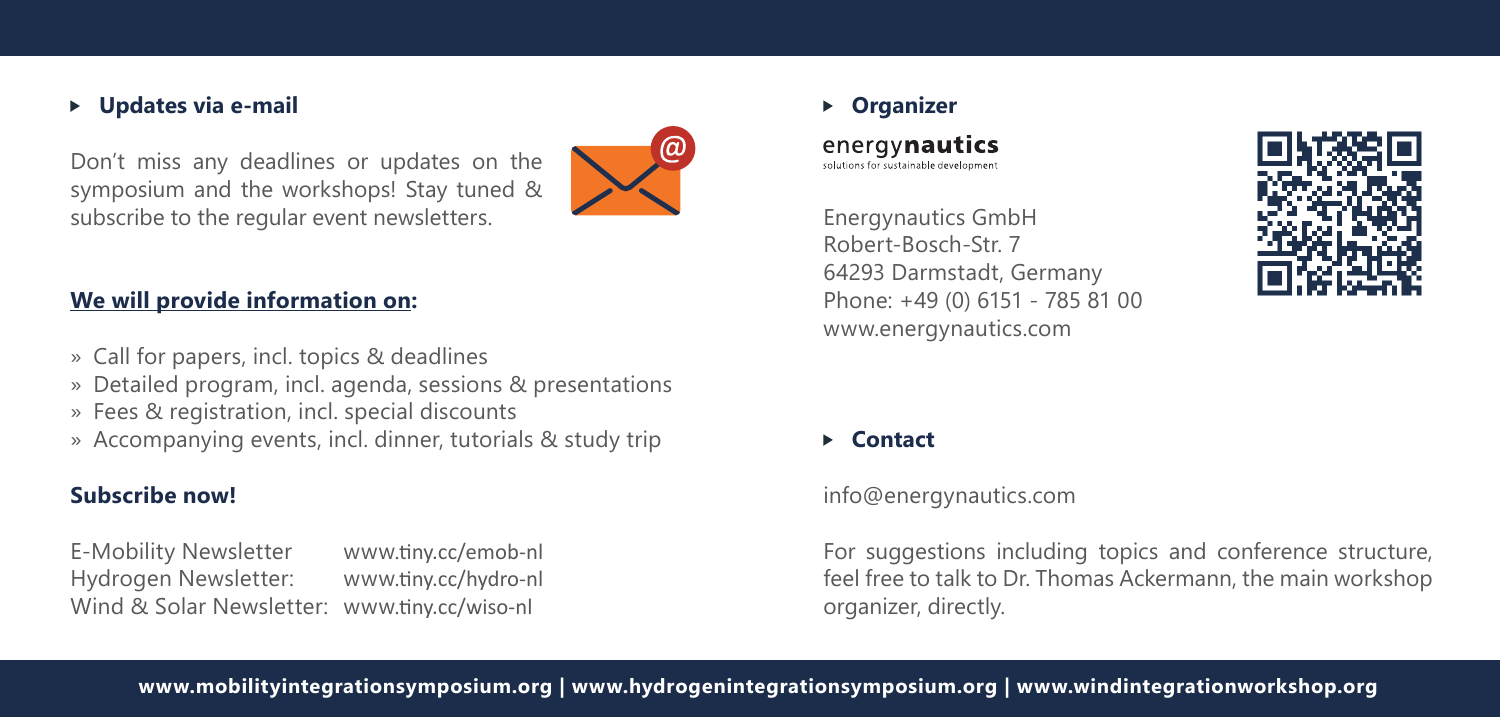## Updates via e-mail

Don't miss any deadlines or updates on the symposium and the workshops! Stay tuned & subscribe to the regular event newsletters.

**We will provide information on:**

- » Call for papers, incl. topics & deadlines
- » Detailed program, incl. agenda, sessions & presentations
- » Fees & registration, incl. special discounts
- » Accompanying events, incl. dinner, tutorials & study trip

**Subscribe now!**

E-Mobility Newsletter www.tiny.cc/emob-nl
Hydrogen Newsletter: www.tiny.cc/hydro-nl
Wind & Solar Newsletter: www.tiny.cc/wiso-nl

## Organizer

energy**nautics**
solutions for sustainable development

Energynautics GmbH
Robert-Bosch-Str. 7
64293 Darmstadt, Germany
Phone: +49 (0) 6151 - 785 81 00
www.energynautics.com

## Contact

info@energynautics.com

For suggestions including topics and conference structure, feel free to talk to Dr. Thomas Ackermann, the main workshop organizer, directly.

**www.mobilityintegrationsymposium.org | www.hydrogenintegrationsymposium.org | www.windintegrationworkshop.org**